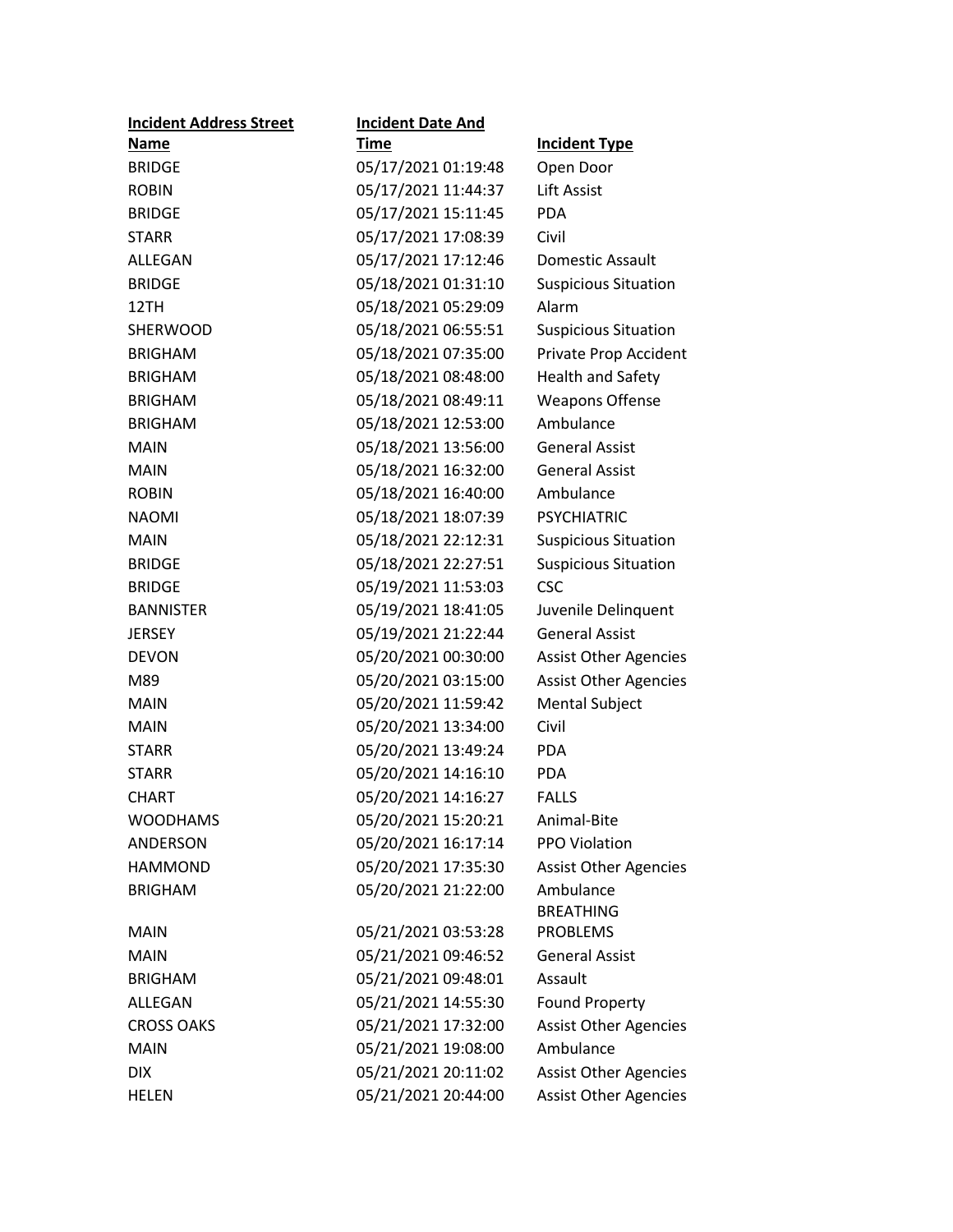| Incident Address Street Name | Incident Date And Time | Incident Type |
|---|---|---|
| BRIDGE | 05/17/2021 01:19:48 | Open Door |
| ROBIN | 05/17/2021 11:44:37 | Lift Assist |
| BRIDGE | 05/17/2021 15:11:45 | PDA |
| STARR | 05/17/2021 17:08:39 | Civil |
| ALLEGAN | 05/17/2021 17:12:46 | Domestic Assault |
| BRIDGE | 05/18/2021 01:31:10 | Suspicious Situation |
| 12TH | 05/18/2021 05:29:09 | Alarm |
| SHERWOOD | 05/18/2021 06:55:51 | Suspicious Situation |
| BRIGHAM | 05/18/2021 07:35:00 | Private Prop Accident |
| BRIGHAM | 05/18/2021 08:48:00 | Health and Safety |
| BRIGHAM | 05/18/2021 08:49:11 | Weapons Offense |
| BRIGHAM | 05/18/2021 12:53:00 | Ambulance |
| MAIN | 05/18/2021 13:56:00 | General Assist |
| MAIN | 05/18/2021 16:32:00 | General Assist |
| ROBIN | 05/18/2021 16:40:00 | Ambulance |
| NAOMI | 05/18/2021 18:07:39 | PSYCHIATRIC |
| MAIN | 05/18/2021 22:12:31 | Suspicious Situation |
| BRIDGE | 05/18/2021 22:27:51 | Suspicious Situation |
| BRIDGE | 05/19/2021 11:53:03 | CSC |
| BANNISTER | 05/19/2021 18:41:05 | Juvenile Delinquent |
| JERSEY | 05/19/2021 21:22:44 | General Assist |
| DEVON | 05/20/2021 00:30:00 | Assist Other Agencies |
| M89 | 05/20/2021 03:15:00 | Assist Other Agencies |
| MAIN | 05/20/2021 11:59:42 | Mental Subject |
| MAIN | 05/20/2021 13:34:00 | Civil |
| STARR | 05/20/2021 13:49:24 | PDA |
| STARR | 05/20/2021 14:16:10 | PDA |
| CHART | 05/20/2021 14:16:27 | FALLS |
| WOODHAMS | 05/20/2021 15:20:21 | Animal-Bite |
| ANDERSON | 05/20/2021 16:17:14 | PPO Violation |
| HAMMOND | 05/20/2021 17:35:30 | Assist Other Agencies |
| BRIGHAM | 05/20/2021 21:22:00 | Ambulance |
| MAIN | 05/21/2021 03:53:28 | BREATHING PROBLEMS |
| MAIN | 05/21/2021 09:46:52 | General Assist |
| BRIGHAM | 05/21/2021 09:48:01 | Assault |
| ALLEGAN | 05/21/2021 14:55:30 | Found Property |
| CROSS OAKS | 05/21/2021 17:32:00 | Assist Other Agencies |
| MAIN | 05/21/2021 19:08:00 | Ambulance |
| DIX | 05/21/2021 20:11:02 | Assist Other Agencies |
| HELEN | 05/21/2021 20:44:00 | Assist Other Agencies |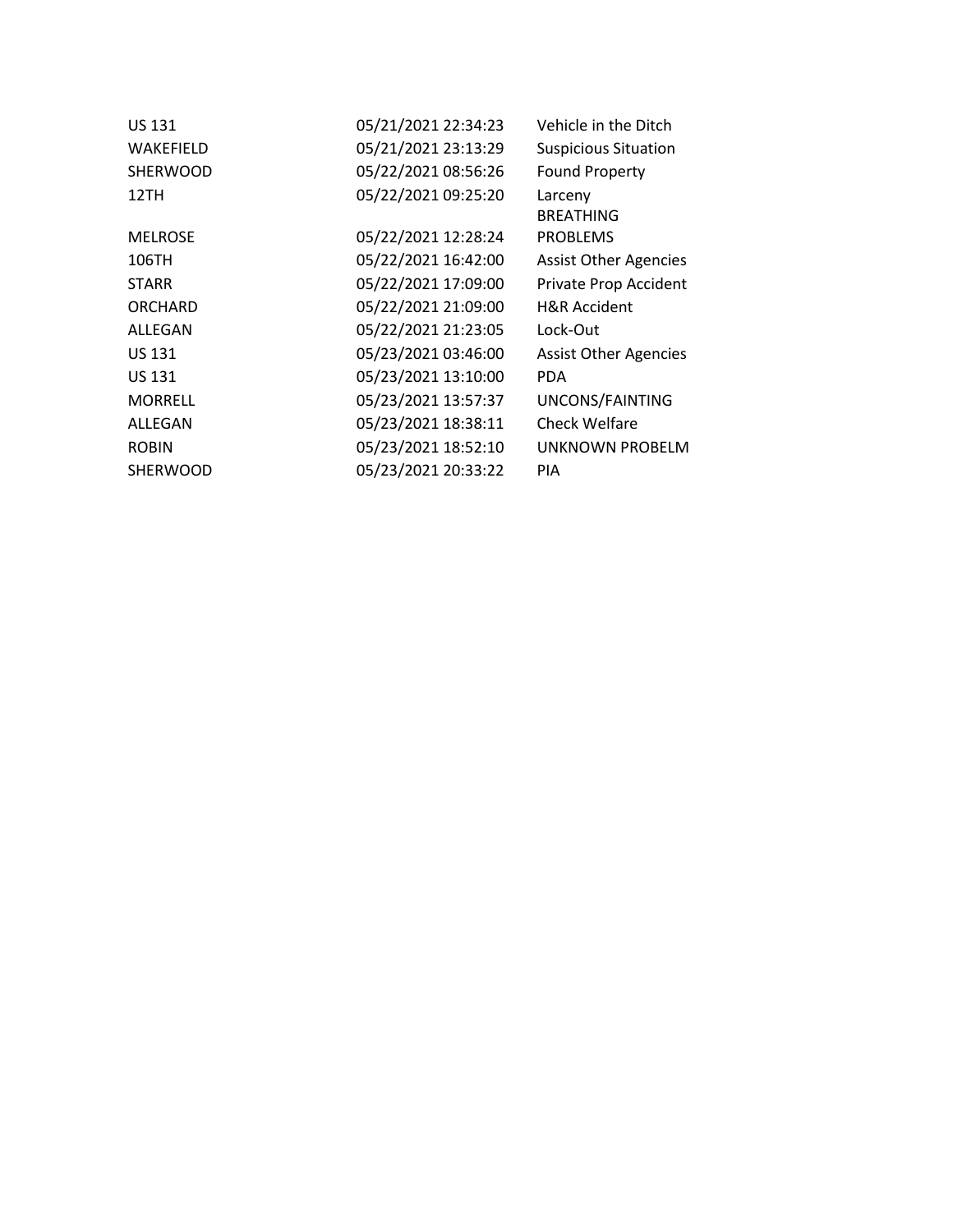| | | |
|---|---|---|
| US 131 | 05/21/2021 22:34:23 | Vehicle in the Ditch |
| WAKEFIELD | 05/21/2021 23:13:29 | Suspicious Situation |
| SHERWOOD | 05/22/2021 08:56:26 | Found Property |
| 12TH | 05/22/2021 09:25:20 | Larceny |
| MELROSE | 05/22/2021 12:28:24 | BREATHING PROBLEMS |
| 106TH | 05/22/2021 16:42:00 | Assist Other Agencies |
| STARR | 05/22/2021 17:09:00 | Private Prop Accident |
| ORCHARD | 05/22/2021 21:09:00 | H&R Accident |
| ALLEGAN | 05/22/2021 21:23:05 | Lock-Out |
| US 131 | 05/23/2021 03:46:00 | Assist Other Agencies |
| US 131 | 05/23/2021 13:10:00 | PDA |
| MORRELL | 05/23/2021 13:57:37 | UNCONS/FAINTING |
| ALLEGAN | 05/23/2021 18:38:11 | Check Welfare |
| ROBIN | 05/23/2021 18:52:10 | UNKNOWN PROBELM |
| SHERWOOD | 05/23/2021 20:33:22 | PIA |